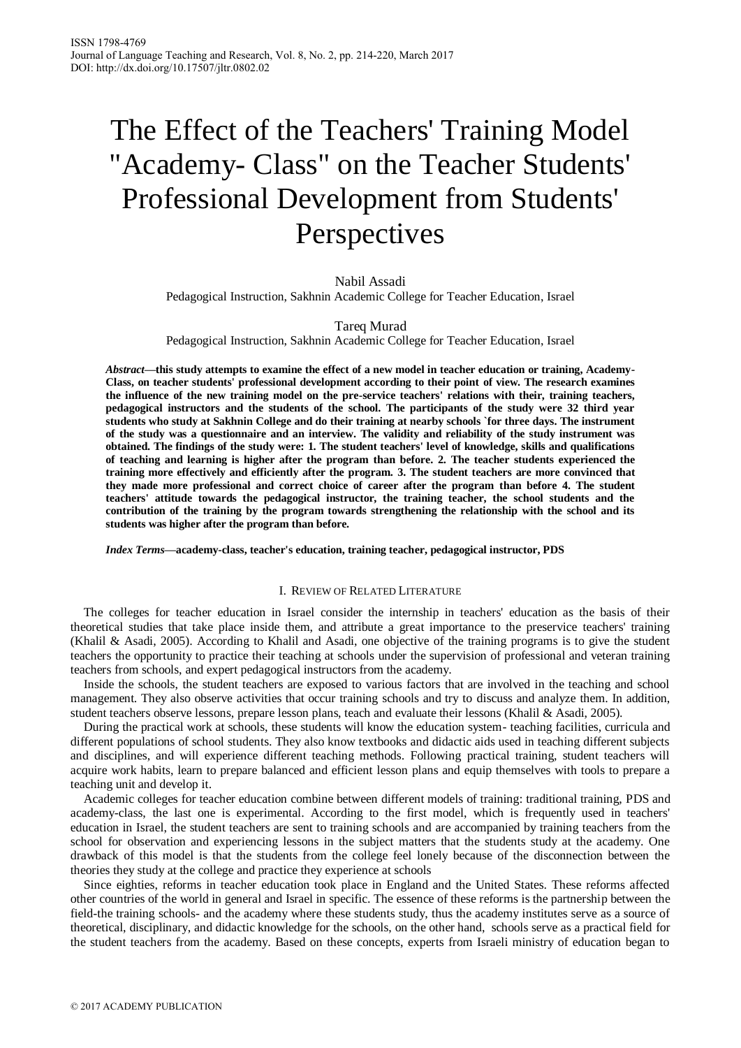# The Effect of the Teachers' Training Model "Academy- Class" on the Teacher Students' Professional Development from Students' Perspectives

Nabil Assadi
Pedagogical Instruction, Sakhnin Academic College for Teacher Education, Israel

Tareq Murad
Pedagogical Instruction, Sakhnin Academic College for Teacher Education, Israel

***Abstract*—this study attempts to examine the effect of a new model in teacher education or training, Academy-Class, on teacher students' professional development according to their point of view. The research examines the influence of the new training model on the pre-service teachers' relations with their, training teachers, pedagogical instructors and the students of the school. The participants of the study were 32 third year students who study at Sakhnin College and do their training at nearby schools `for three days. The instrument of the study was a questionnaire and an interview. The validity and reliability of the study instrument was obtained. The findings of the study were: 1. The student teachers' level of knowledge, skills and qualifications of teaching and learning is higher after the program than before. 2. The teacher students experienced the training more effectively and efficiently after the program. 3. The student teachers are more convinced that they made more professional and correct choice of career after the program than before 4. The student teachers' attitude towards the pedagogical instructor, the training teacher, the school students and the contribution of the training by the program towards strengthening the relationship with the school and its students was higher after the program than before.**

***Index Terms*—academy-class, teacher's education, training teacher, pedagogical instructor, PDS**

## I. Review of Related Literature

The colleges for teacher education in Israel consider the internship in teachers' education as the basis of their theoretical studies that take place inside them, and attribute a great importance to the preservice teachers' training (Khalil & Asadi, 2005). According to Khalil and Asadi, one objective of the training programs is to give the student teachers the opportunity to practice their teaching at schools under the supervision of professional and veteran training teachers from schools, and expert pedagogical instructors from the academy.

Inside the schools, the student teachers are exposed to various factors that are involved in the teaching and school management. They also observe activities that occur training schools and try to discuss and analyze them. In addition, student teachers observe lessons, prepare lesson plans, teach and evaluate their lessons (Khalil & Asadi, 2005).

During the practical work at schools, these students will know the education system- teaching facilities, curricula and different populations of school students. They also know textbooks and didactic aids used in teaching different subjects and disciplines, and will experience different teaching methods. Following practical training, student teachers will acquire work habits, learn to prepare balanced and efficient lesson plans and equip themselves with tools to prepare a teaching unit and develop it.

Academic colleges for teacher education combine between different models of training: traditional training, PDS and academy-class, the last one is experimental. According to the first model, which is frequently used in teachers' education in Israel, the student teachers are sent to training schools and are accompanied by training teachers from the school for observation and experiencing lessons in the subject matters that the students study at the academy. One drawback of this model is that the students from the college feel lonely because of the disconnection between the theories they study at the college and practice they experience at schools

Since eighties, reforms in teacher education took place in England and the United States. These reforms affected other countries of the world in general and Israel in specific. The essence of these reforms is the partnership between the field-the training schools- and the academy where these students study, thus the academy institutes serve as a source of theoretical, disciplinary, and didactic knowledge for the schools, on the other hand, schools serve as a practical field for the student teachers from the academy. Based on these concepts, experts from Israeli ministry of education began to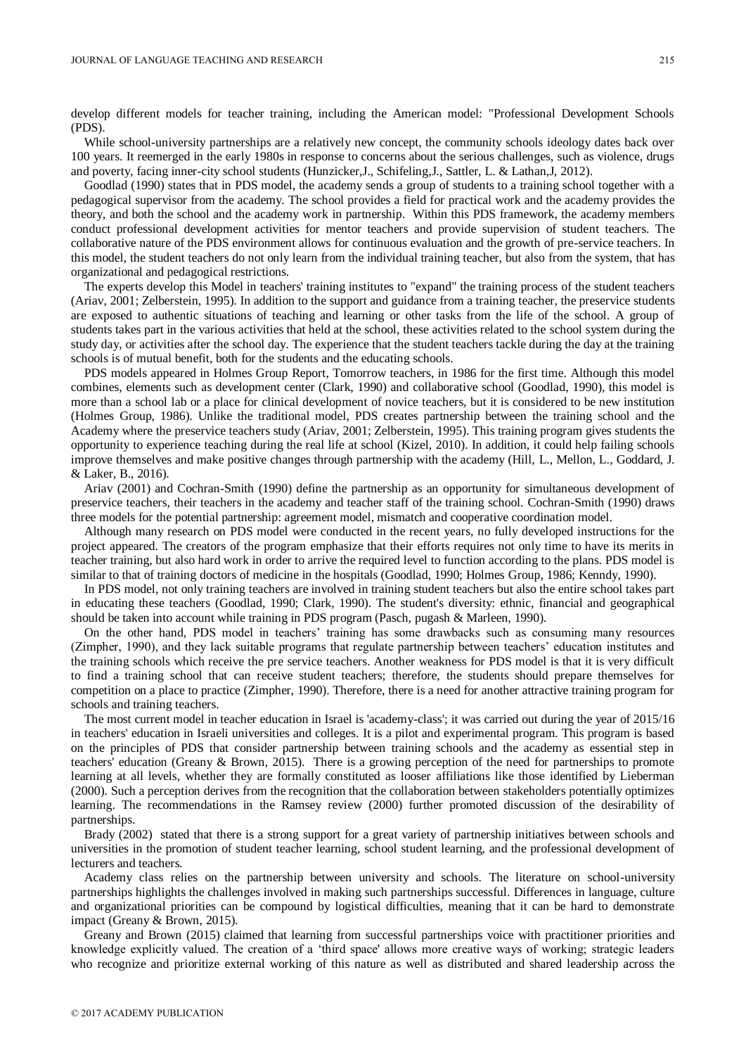develop different models for teacher training, including the American model: "Professional Development Schools (PDS).

While school-university partnerships are a relatively new concept, the community schools ideology dates back over 100 years. It reemerged in the early 1980s in response to concerns about the serious challenges, such as violence, drugs and poverty, facing inner-city school students (Hunzicker,J., Schifeling,J., Sattler, L. & Lathan,J, 2012).

Goodlad (1990) states that in PDS model, the academy sends a group of students to a training school together with a pedagogical supervisor from the academy. The school provides a field for practical work and the academy provides the theory, and both the school and the academy work in partnership. Within this PDS framework, the academy members conduct professional development activities for mentor teachers and provide supervision of student teachers. The collaborative nature of the PDS environment allows for continuous evaluation and the growth of pre-service teachers. In this model, the student teachers do not only learn from the individual training teacher, but also from the system, that has organizational and pedagogical restrictions.

The experts develop this Model in teachers' training institutes to "expand" the training process of the student teachers (Ariav, 2001; Zelberstein, 1995). In addition to the support and guidance from a training teacher, the preservice students are exposed to authentic situations of teaching and learning or other tasks from the life of the school. A group of students takes part in the various activities that held at the school, these activities related to the school system during the study day, or activities after the school day. The experience that the student teachers tackle during the day at the training schools is of mutual benefit, both for the students and the educating schools.

PDS models appeared in Holmes Group Report, Tomorrow teachers, in 1986 for the first time. Although this model combines, elements such as development center (Clark, 1990) and collaborative school (Goodlad, 1990), this model is more than a school lab or a place for clinical development of novice teachers, but it is considered to be new institution (Holmes Group, 1986). Unlike the traditional model, PDS creates partnership between the training school and the Academy where the preservice teachers study (Ariav, 2001; Zelberstein, 1995). This training program gives students the opportunity to experience teaching during the real life at school (Kizel, 2010). In addition, it could help failing schools improve themselves and make positive changes through partnership with the academy (Hill, L., Mellon, L., Goddard, J. & Laker, B., 2016).

Ariav (2001) and Cochran-Smith (1990) define the partnership as an opportunity for simultaneous development of preservice teachers, their teachers in the academy and teacher staff of the training school. Cochran-Smith (1990) draws three models for the potential partnership: agreement model, mismatch and cooperative coordination model.

Although many research on PDS model were conducted in the recent years, no fully developed instructions for the project appeared. The creators of the program emphasize that their efforts requires not only time to have its merits in teacher training, but also hard work in order to arrive the required level to function according to the plans. PDS model is similar to that of training doctors of medicine in the hospitals (Goodlad, 1990; Holmes Group, 1986; Kenndy, 1990).

In PDS model, not only training teachers are involved in training student teachers but also the entire school takes part in educating these teachers (Goodlad, 1990; Clark, 1990). The student's diversity: ethnic, financial and geographical should be taken into account while training in PDS program (Pasch, pugash & Marleen, 1990).

On the other hand, PDS model in teachers' training has some drawbacks such as consuming many resources (Zimpher, 1990), and they lack suitable programs that regulate partnership between teachers' education institutes and the training schools which receive the pre service teachers. Another weakness for PDS model is that it is very difficult to find a training school that can receive student teachers; therefore, the students should prepare themselves for competition on a place to practice (Zimpher, 1990). Therefore, there is a need for another attractive training program for schools and training teachers.

The most current model in teacher education in Israel is 'academy-class'; it was carried out during the year of 2015/16 in teachers' education in Israeli universities and colleges. It is a pilot and experimental program. This program is based on the principles of PDS that consider partnership between training schools and the academy as essential step in teachers' education (Greany & Brown, 2015). There is a growing perception of the need for partnerships to promote learning at all levels, whether they are formally constituted as looser affiliations like those identified by Lieberman (2000). Such a perception derives from the recognition that the collaboration between stakeholders potentially optimizes learning. The recommendations in the Ramsey review (2000) further promoted discussion of the desirability of partnerships.

Brady (2002) stated that there is a strong support for a great variety of partnership initiatives between schools and universities in the promotion of student teacher learning, school student learning, and the professional development of lecturers and teachers.

Academy class relies on the partnership between university and schools. The literature on school-university partnerships highlights the challenges involved in making such partnerships successful. Differences in language, culture and organizational priorities can be compound by logistical difficulties, meaning that it can be hard to demonstrate impact (Greany & Brown, 2015).

Greany and Brown (2015) claimed that learning from successful partnerships voice with practitioner priorities and knowledge explicitly valued. The creation of a 'third space' allows more creative ways of working; strategic leaders who recognize and prioritize external working of this nature as well as distributed and shared leadership across the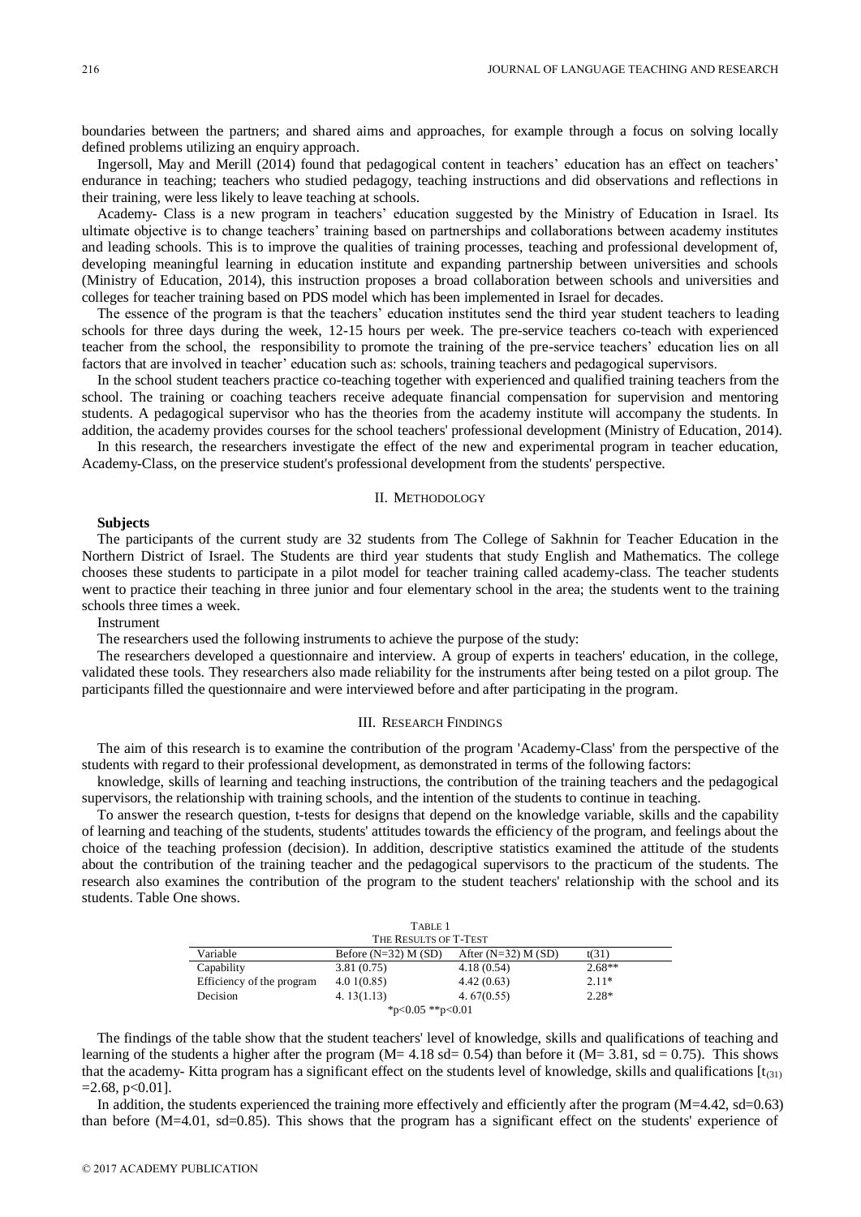boundaries between the partners; and shared aims and approaches, for example through a focus on solving locally defined problems utilizing an enquiry approach.

Ingersoll, May and Merill (2014) found that pedagogical content in teachers' education has an effect on teachers' endurance in teaching; teachers who studied pedagogy, teaching instructions and did observations and reflections in their training, were less likely to leave teaching at schools.

Academy- Class is a new program in teachers' education suggested by the Ministry of Education in Israel. Its ultimate objective is to change teachers' training based on partnerships and collaborations between academy institutes and leading schools. This is to improve the qualities of training processes, teaching and professional development of, developing meaningful learning in education institute and expanding partnership between universities and schools (Ministry of Education, 2014), this instruction proposes a broad collaboration between schools and universities and colleges for teacher training based on PDS model which has been implemented in Israel for decades.

The essence of the program is that the teachers' education institutes send the third year student teachers to leading schools for three days during the week, 12-15 hours per week. The pre-service teachers co-teach with experienced teacher from the school, the responsibility to promote the training of the pre-service teachers' education lies on all factors that are involved in teacher' education such as: schools, training teachers and pedagogical supervisors.

In the school student teachers practice co-teaching together with experienced and qualified training teachers from the school. The training or coaching teachers receive adequate financial compensation for supervision and mentoring students. A pedagogical supervisor who has the theories from the academy institute will accompany the students. In addition, the academy provides courses for the school teachers' professional development (Ministry of Education, 2014).

In this research, the researchers investigate the effect of the new and experimental program in teacher education, Academy-Class, on the preservice student's professional development from the students' perspective.

## II. Methodology

**Subjects**

The participants of the current study are 32 students from The College of Sakhnin for Teacher Education in the Northern District of Israel. The Students are third year students that study English and Mathematics. The college chooses these students to participate in a pilot model for teacher training called academy-class. The teacher students went to practice their teaching in three junior and four elementary school in the area; the students went to the training schools three times a week.

Instrument

The researchers used the following instruments to achieve the purpose of the study:

The researchers developed a questionnaire and interview. A group of experts in teachers' education, in the college, validated these tools. They researchers also made reliability for the instruments after being tested on a pilot group. The participants filled the questionnaire and were interviewed before and after participating in the program.

## III. Research Findings

The aim of this research is to examine the contribution of the program 'Academy-Class' from the perspective of the students with regard to their professional development, as demonstrated in terms of the following factors:

knowledge, skills of learning and teaching instructions, the contribution of the training teachers and the pedagogical supervisors, the relationship with training schools, and the intention of the students to continue in teaching.

To answer the research question, t-tests for designs that depend on the knowledge variable, skills and the capability of learning and teaching of the students, students' attitudes towards the efficiency of the program, and feelings about the choice of the teaching profession (decision). In addition, descriptive statistics examined the attitude of the students about the contribution of the training teacher and the pedagogical supervisors to the practicum of the students. The research also examines the contribution of the program to the student teachers' relationship with the school and its students. Table One shows.

Table 1
The Results of T-Test

| Variable | Before (N=32) M (SD) | After (N=32) M (SD) | t(31) |
|---|---|---|---|
| Capability | 3.81 (0.75) | 4.18 (0.54) | 2.68** |
| Efficiency of the program | 4.0 1(0.85) | 4.42 (0.63) | 2.11* |
| Decision | 4. 13(1.13) | 4. 67(0.55) | 2.28* |

*p<0.05 **p<0.01

The findings of the table show that the student teachers' level of knowledge, skills and qualifications of teaching and learning of the students a higher after the program (M= 4.18 sd= 0.54) than before it (M= 3.81, sd = 0.75). This shows that the academy- Kitta program has a significant effect on the students level of knowledge, skills and qualifications [$t_{(31)}$ =2.68, p<0.01].

In addition, the students experienced the training more effectively and efficiently after the program (M=4.42, sd=0.63) than before (M=4.01, sd=0.85). This shows that the program has a significant effect on the students' experience of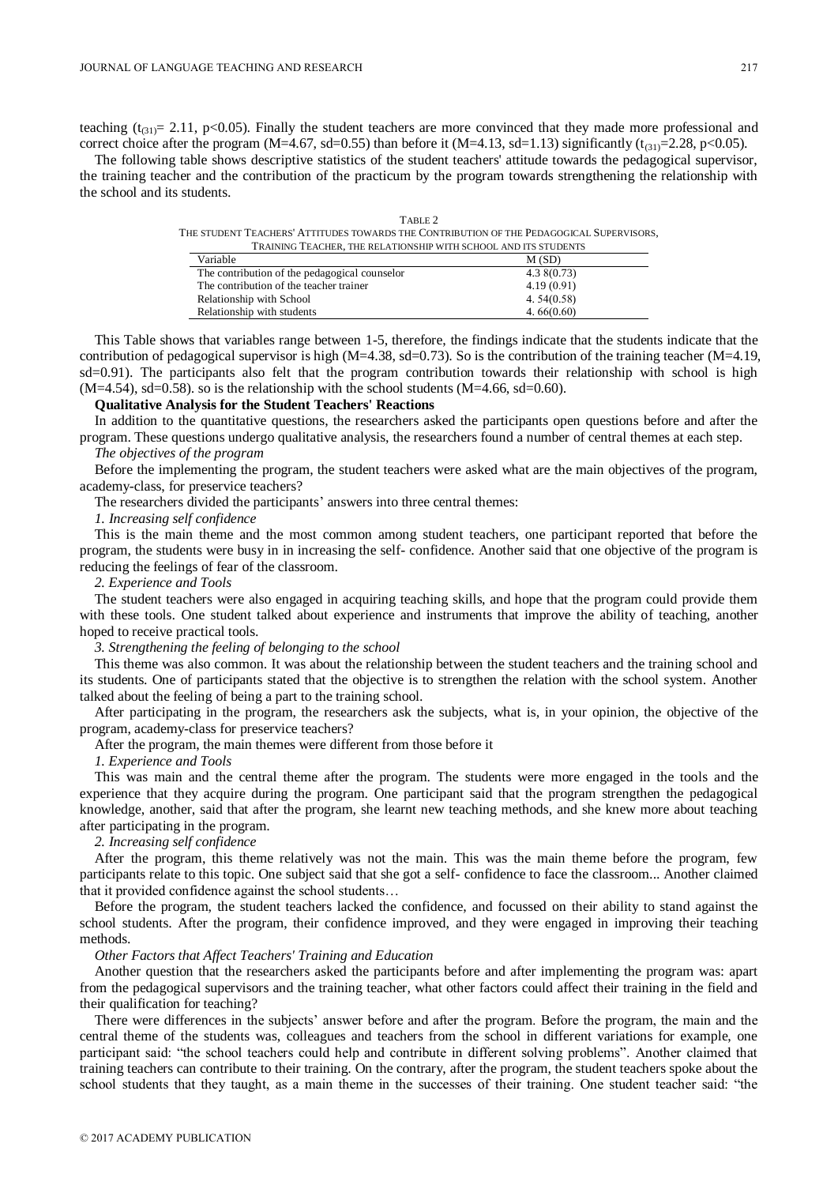teaching ($t_{(31)}$= 2.11, p<0.05). Finally the student teachers are more convinced that they made more professional and correct choice after the program (M=4.67, sd=0.55) than before it (M=4.13, sd=1.13) significantly ($t_{(31)}$=2.28, p<0.05).

The following table shows descriptive statistics of the student teachers' attitude towards the pedagogical supervisor, the training teacher and the contribution of the practicum by the program towards strengthening the relationship with the school and its students.

TABLE 2
THE STUDENT TEACHERS' ATTITUDES TOWARDS THE CONTRIBUTION OF THE PEDAGOGICAL SUPERVISORS, TRAINING TEACHER, THE RELATIONSHIP WITH SCHOOL AND ITS STUDENTS

| Variable | M (SD) |
|---|---|
| The contribution of the pedagogical counselor | 4.3 8(0.73) |
| The contribution of the teacher trainer | 4.19 (0.91) |
| Relationship with School | 4. 54(0.58) |
| Relationship with students | 4. 66(0.60) |

This Table shows that variables range between 1-5, therefore, the findings indicate that the students indicate that the contribution of pedagogical supervisor is high (M=4.38, sd=0.73). So is the contribution of the training teacher (M=4.19, sd=0.91). The participants also felt that the program contribution towards their relationship with school is high (M=4.54), sd=0.58). so is the relationship with the school students (M=4.66, sd=0.60).

**Qualitative Analysis for the Student Teachers' Reactions**

In addition to the quantitative questions, the researchers asked the participants open questions before and after the program. These questions undergo qualitative analysis, the researchers found a number of central themes at each step.

*The objectives of the program*

Before the implementing the program, the student teachers were asked what are the main objectives of the program, academy-class, for preservice teachers?

The researchers divided the participants' answers into three central themes:

*1. Increasing self confidence*

This is the main theme and the most common among student teachers, one participant reported that before the program, the students were busy in in increasing the self- confidence. Another said that one objective of the program is reducing the feelings of fear of the classroom.

*2. Experience and Tools*

The student teachers were also engaged in acquiring teaching skills, and hope that the program could provide them with these tools. One student talked about experience and instruments that improve the ability of teaching, another hoped to receive practical tools.

*3. Strengthening the feeling of belonging to the school*

This theme was also common. It was about the relationship between the student teachers and the training school and its students. One of participants stated that the objective is to strengthen the relation with the school system. Another talked about the feeling of being a part to the training school.

After participating in the program, the researchers ask the subjects, what is, in your opinion, the objective of the program, academy-class for preservice teachers?

After the program, the main themes were different from those before it

*1. Experience and Tools*

This was main and the central theme after the program. The students were more engaged in the tools and the experience that they acquire during the program. One participant said that the program strengthen the pedagogical knowledge, another, said that after the program, she learnt new teaching methods, and she knew more about teaching after participating in the program.

*2. Increasing self confidence*

After the program, this theme relatively was not the main. This was the main theme before the program, few participants relate to this topic. One subject said that she got a self- confidence to face the classroom... Another claimed that it provided confidence against the school students…

Before the program, the student teachers lacked the confidence, and focussed on their ability to stand against the school students. After the program, their confidence improved, and they were engaged in improving their teaching methods.

*Other Factors that Affect Teachers' Training and Education*

Another question that the researchers asked the participants before and after implementing the program was: apart from the pedagogical supervisors and the training teacher, what other factors could affect their training in the field and their qualification for teaching?

There were differences in the subjects' answer before and after the program. Before the program, the main and the central theme of the students was, colleagues and teachers from the school in different variations for example, one participant said: "the school teachers could help and contribute in different solving problems". Another claimed that training teachers can contribute to their training. On the contrary, after the program, the student teachers spoke about the school students that they taught, as a main theme in the successes of their training. One student teacher said: "the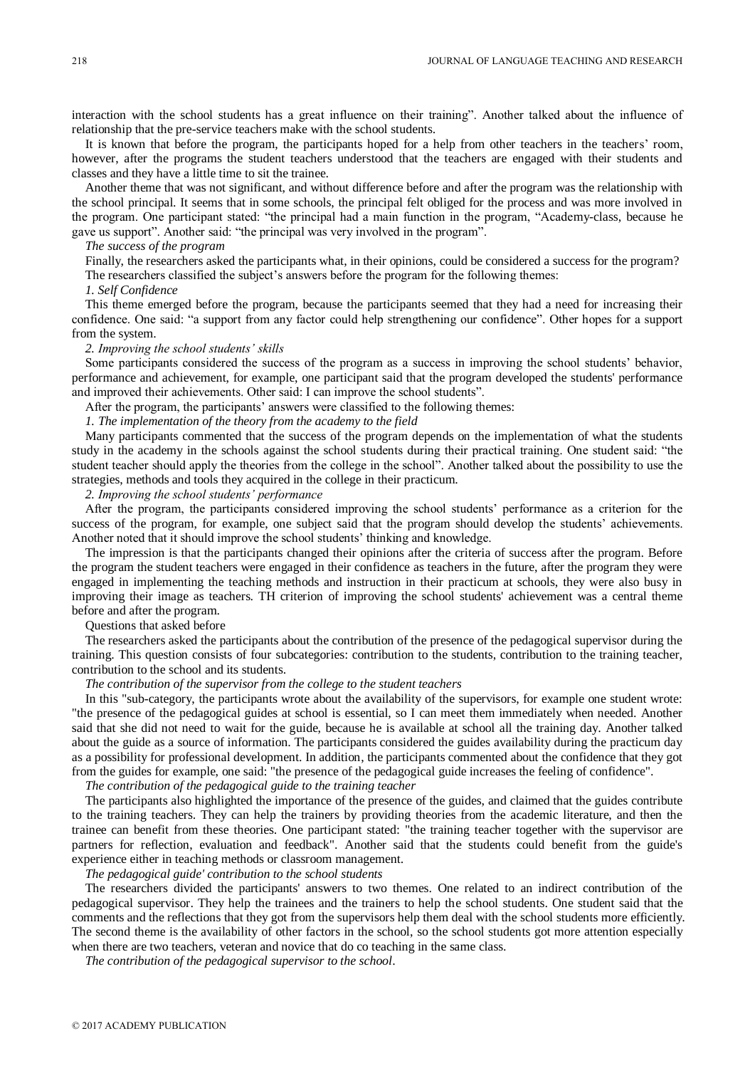interaction with the school students has a great influence on their training". Another talked about the influence of relationship that the pre-service teachers make with the school students.

It is known that before the program, the participants hoped for a help from other teachers in the teachers' room, however, after the programs the student teachers understood that the teachers are engaged with their students and classes and they have a little time to sit the trainee.

Another theme that was not significant, and without difference before and after the program was the relationship with the school principal. It seems that in some schools, the principal felt obliged for the process and was more involved in the program. One participant stated: "the principal had a main function in the program, "Academy-class, because he gave us support". Another said: "the principal was very involved in the program".

*The success of the program*

Finally, the researchers asked the participants what, in their opinions, could be considered a success for the program?

The researchers classified the subject's answers before the program for the following themes:

*1. Self Confidence*

This theme emerged before the program, because the participants seemed that they had a need for increasing their confidence. One said: "a support from any factor could help strengthening our confidence". Other hopes for a support from the system.

*2. Improving the school students' skills*

Some participants considered the success of the program as a success in improving the school students' behavior, performance and achievement, for example, one participant said that the program developed the students' performance and improved their achievements. Other said: I can improve the school students".

After the program, the participants' answers were classified to the following themes:

*1. The implementation of the theory from the academy to the field*

Many participants commented that the success of the program depends on the implementation of what the students study in the academy in the schools against the school students during their practical training. One student said: "the student teacher should apply the theories from the college in the school". Another talked about the possibility to use the strategies, methods and tools they acquired in the college in their practicum.

*2. Improving the school students' performance*

After the program, the participants considered improving the school students' performance as a criterion for the success of the program, for example, one subject said that the program should develop the students' achievements. Another noted that it should improve the school students' thinking and knowledge.

The impression is that the participants changed their opinions after the criteria of success after the program. Before the program the student teachers were engaged in their confidence as teachers in the future, after the program they were engaged in implementing the teaching methods and instruction in their practicum at schools, they were also busy in improving their image as teachers. TH criterion of improving the school students' achievement was a central theme before and after the program.

Questions that asked before

The researchers asked the participants about the contribution of the presence of the pedagogical supervisor during the training. This question consists of four subcategories: contribution to the students, contribution to the training teacher, contribution to the school and its students.

*The contribution of the supervisor from the college to the student teachers*

In this "sub-category, the participants wrote about the availability of the supervisors, for example one student wrote: "the presence of the pedagogical guides at school is essential, so I can meet them immediately when needed. Another said that she did not need to wait for the guide, because he is available at school all the training day. Another talked about the guide as a source of information. The participants considered the guides availability during the practicum day as a possibility for professional development. In addition, the participants commented about the confidence that they got from the guides for example, one said: "the presence of the pedagogical guide increases the feeling of confidence".

*The contribution of the pedagogical guide to the training teacher*

The participants also highlighted the importance of the presence of the guides, and claimed that the guides contribute to the training teachers. They can help the trainers by providing theories from the academic literature, and then the trainee can benefit from these theories. One participant stated: "the training teacher together with the supervisor are partners for reflection, evaluation and feedback". Another said that the students could benefit from the guide's experience either in teaching methods or classroom management.

*The pedagogical guide' contribution to the school students*

The researchers divided the participants' answers to two themes. One related to an indirect contribution of the pedagogical supervisor. They help the trainees and the trainers to help the school students. One student said that the comments and the reflections that they got from the supervisors help them deal with the school students more efficiently. The second theme is the availability of other factors in the school, so the school students got more attention especially when there are two teachers, veteran and novice that do co teaching in the same class.

*The contribution of the pedagogical supervisor to the school.*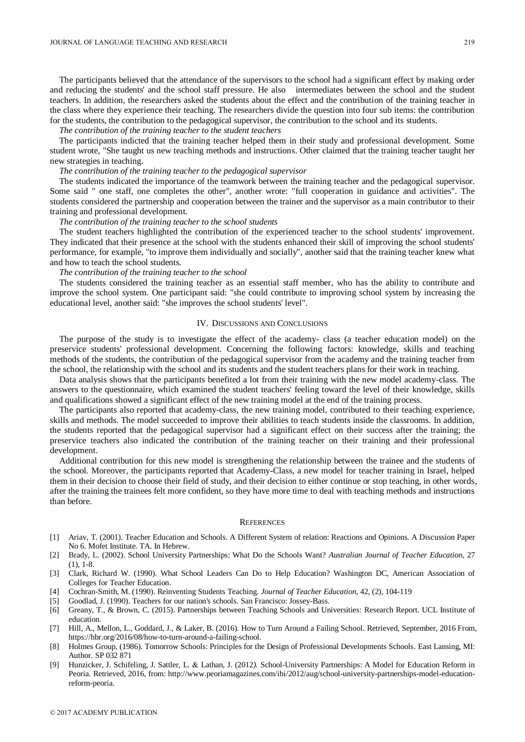The participants believed that the attendance of the supervisors to the school had a significant effect by making order and reducing the students' and the school staff pressure. He also intermediates between the school and the student teachers. In addition, the researchers asked the students about the effect and the contribution of the training teacher in the class where they experience their teaching. The researchers divide the question into four sub items: the contribution for the students, the contribution to the pedagogical supervisor, the contribution to the school and its students.

*The contribution of the training teacher to the student teachers*

The participants indicted that the training teacher helped them in their study and professional development. Some student wrote, "She taught us new teaching methods and instructions. Other claimed that the training teacher taught her new strategies in teaching.

*The contribution of the training teacher to the pedagogical supervisor*

The students indicated the importance of the teamwork between the training teacher and the pedagogical supervisor. Some said " one staff, one completes the other", another wrote: "full cooperation in guidance and activities". The students considered the partnership and cooperation between the trainer and the supervisor as a main contributor to their training and professional development.

*The contribution of the training teacher to the school students*

The student teachers highlighted the contribution of the experienced teacher to the school students' improvement. They indicated that their presence at the school with the students enhanced their skill of improving the school students' performance, for example, "to improve them individually and socially", another said that the training teacher knew what and how to teach the school students.

*The contribution of the training teacher to the school*

The students considered the training teacher as an essential staff member, who has the ability to contribute and improve the school system. One participant said: "she could contribute to improving school system by increasing the educational level, another said: "she improves the school students' level".

## IV. Discussions and Conclusions

The purpose of the study is to investigate the effect of the academy- class (a teacher education model) on the preservice students' professional development. Concerning the following factors: knowledge, skills and teaching methods of the students, the contribution of the pedagogical supervisor from the academy and the training teacher from the school, the relationship with the school and its students and the student teachers plans for their work in teaching.

Data analysis shows that the participants benefited a lot from their training with the new model academy-class. The answers to the questionnaire, which examined the student teachers' feeling toward the level of their knowledge, skills and qualifications showed a significant effect of the new training model at the end of the training process.

The participants also reported that academy-class, the new training model, contributed to their teaching experience, skills and methods. The model succeeded to improve their abilities to teach students inside the classrooms. In addition, the students reported that the pedagogical supervisor had a significant effect on their success after the training; the preservice teachers also indicated the contribution of the training teacher on their training and their professional development.

Additional contribution for this new model is strengthening the relationship between the trainee and the students of the school. Moreover, the participants reported that Academy-Class, a new model for teacher training in Israel, helped them in their decision to choose their field of study, and their decision to either continue or stop teaching, in other words, after the training the trainees felt more confident, so they have more time to deal with teaching methods and instructions than before.

## References

[1] Ariav, T. (2001). Teacher Education and Schools. A Different System of relation: Reactions and Opinions. A Discussion Paper No 6. Mofet Institute. TA. In Hebrew.

[2] Brady, L. (2002). School University Partnerships: What Do the Schools Want? *Australian Journal of Teacher Education*, 27 (1), 1-8.

[3] Clark, Richard W. (1990). What School Leaders Can Do to Help Education? Washington DC, American Association of Colleges for Teacher Education.

[4] Cochran-Smith, M. (1990). Reinventing Students Teaching. *Journal of Teacher Education*, 42, (2), 104-119

[5] Goodlad, J. (1990). Teachers for our nation's schools. San Francisco: Jossey-Bass.

[6] Greany, T., & Brown, C. (2015). Partnerships between Teaching Schools and Universities: Research Report. UCL Institute of education.

[7] Hill, A., Mellon, L., Goddard, J., & Laker, B. (2016). How to Turn Around a Failing School. Retrieved, September, 2016 From, https://hbr.org/2016/08/how-to-turn-around-a-failing-school.

[8] Holmes Group, (1986). Tomorrow Schools: Principles for the Design of Professional Developments Schools. East Lansing, MI: Author. SP 032 871

[9] Hunzicker, J. Schifeling, J. Sattler, L. & Lathan, J. (2012). School-University Partnerships: A Model for Education Reform in Peoria. Retrieved, 2016, from: http://www.peoriamagazines.com/ibi/2012/aug/school-university-partnerships-model-education-reform-peoria.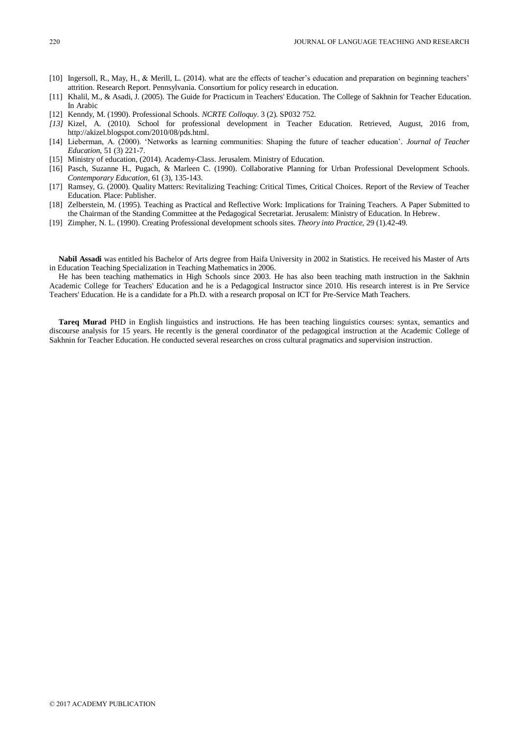[10] Ingersoll, R., May, H., & Merill, L. (2014). what are the effects of teacher's education and preparation on beginning teachers' attrition. Research Report. Pennsylvania. Consortium for policy research in education.

[11] Khalil, M., & Asadi, J. (2005). The Guide for Practicum in Teachers' Education. The College of Sakhnin for Teacher Education. In Arabic

[12] Kenndy, M. (1990). Professional Schools. *NCRTE Colloquy*. 3 (2). SP032 752.

*[13]* Kizel, A. (2010*)*. School for professional development in Teacher Education. Retrieved, August, 2016 from, http://akizel.blogspot.com/2010/08/pds.html.

[14] Lieberman, A. (2000). 'Networks as learning communities: Shaping the future of teacher education'. *Journal of Teacher Education*, 51 (3) 221-7.

[15] Ministry of education, (2014). Academy-Class. Jerusalem. Ministry of Education.

[16] Pasch, Suzanne H., Pugach, & Marleen C. (1990). Collaborative Planning for Urban Professional Development Schools. *Contemporary Education*, 61 (3), 135-143.

[17] Ramsey, G. (2000). Quality Matters: Revitalizing Teaching: Critical Times, Critical Choices. Report of the Review of Teacher Education. Place: Publisher.

[18] Zelberstein, M. (1995). Teaching as Practical and Reflective Work: Implications for Training Teachers. A Paper Submitted to the Chairman of the Standing Committee at the Pedagogical Secretariat. Jerusalem: Ministry of Education. In Hebrew.

[19] Zimpher, N. L. (1990). Creating Professional development schools sites. *Theory into Practice,* 29 (1).42-49.

**Nabil Assadi** was entitled his Bachelor of Arts degree from Haifa University in 2002 in Statistics. He received his Master of Arts in Education Teaching Specialization in Teaching Mathematics in 2006.

He has been teaching mathematics in High Schools since 2003. He has also been teaching math instruction in the Sakhnin Academic College for Teachers' Education and he is a Pedagogical Instructor since 2010. His research interest is in Pre Service Teachers' Education. He is a candidate for a Ph.D. with a research proposal on ICT for Pre-Service Math Teachers.

**Tareq Murad** PHD in English linguistics and instructions. He has been teaching linguistics courses: syntax, semantics and discourse analysis for 15 years. He recently is the general coordinator of the pedagogical instruction at the Academic College of Sakhnin for Teacher Education. He conducted several researches on cross cultural pragmatics and supervision instruction.